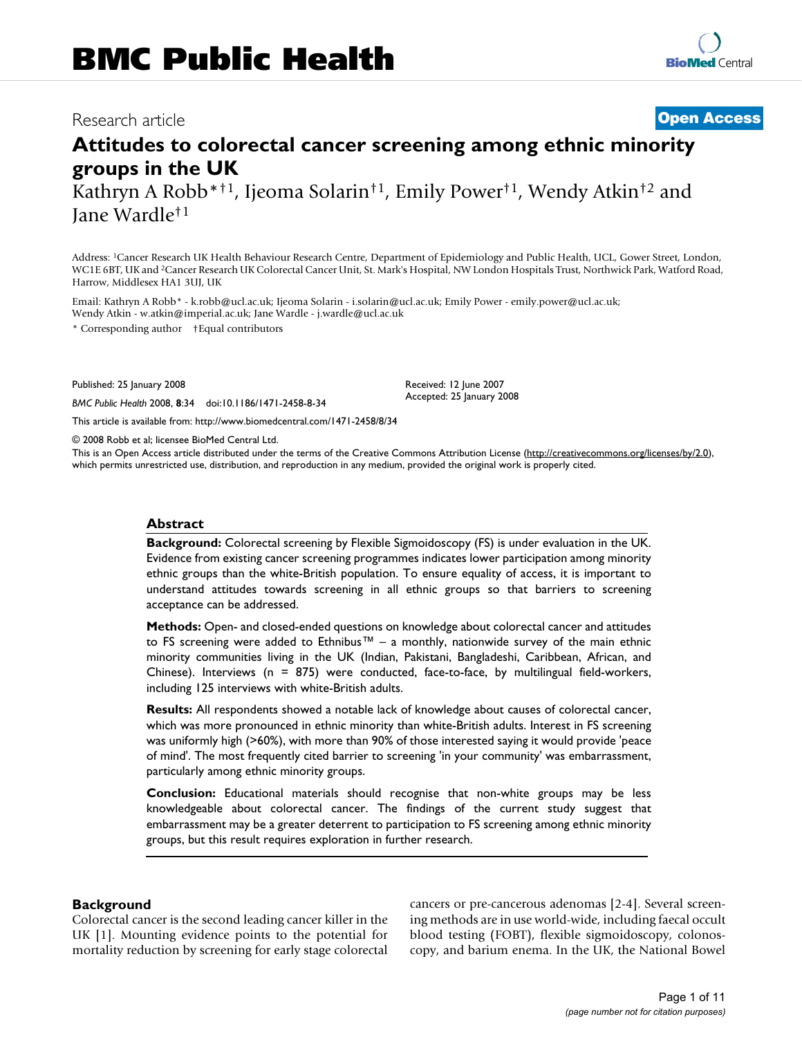# BMC Public Health

Research article

**Open Access**

# Attitudes to colorectal cancer screening among ethnic minority groups in the UK

Kathryn A Robb*†1, Ijeoma Solarin†1, Emily Power†1, Wendy Atkin†2 and Jane Wardle†1

Address: [1]Cancer Research UK Health Behaviour Research Centre, Department of Epidemiology and Public Health, UCL, Gower Street, London, WC1E 6BT, UK and [2]Cancer Research UK Colorectal Cancer Unit, St. Mark's Hospital, NW London Hospitals Trust, Northwick Park, Watford Road, Harrow, Middlesex HA1 3UJ, UK

Email: Kathryn A Robb* - k.robb@ucl.ac.uk; Ijeoma Solarin - i.solarin@ucl.ac.uk; Emily Power - emily.power@ucl.ac.uk; Wendy Atkin - w.atkin@imperial.ac.uk; Jane Wardle - j.wardle@ucl.ac.uk

\* Corresponding author †Equal contributors

Published: 25 January 2008

*BMC Public Health* 2008, **8**:34 doi:10.1186/1471-2458-8-34

Received: 12 June 2007
Accepted: 25 January 2008

This article is available from: http://www.biomedcentral.com/1471-2458/8/34

© 2008 Robb et al; licensee BioMed Central Ltd.

This is an Open Access article distributed under the terms of the Creative Commons Attribution License (http://creativecommons.org/licenses/by/2.0), which permits unrestricted use, distribution, and reproduction in any medium, provided the original work is properly cited.

## Abstract

**Background:** Colorectal screening by Flexible Sigmoidoscopy (FS) is under evaluation in the UK. Evidence from existing cancer screening programmes indicates lower participation among minority ethnic groups than the white-British population. To ensure equality of access, it is important to understand attitudes towards screening in all ethnic groups so that barriers to screening acceptance can be addressed.

**Methods:** Open- and closed-ended questions on knowledge about colorectal cancer and attitudes to FS screening were added to Ethnibus™ – a monthly, nationwide survey of the main ethnic minority communities living in the UK (Indian, Pakistani, Bangladeshi, Caribbean, African, and Chinese). Interviews (n = 875) were conducted, face-to-face, by multilingual field-workers, including 125 interviews with white-British adults.

**Results:** All respondents showed a notable lack of knowledge about causes of colorectal cancer, which was more pronounced in ethnic minority than white-British adults. Interest in FS screening was uniformly high (>60%), with more than 90% of those interested saying it would provide 'peace of mind'. The most frequently cited barrier to screening 'in your community' was embarrassment, particularly among ethnic minority groups.

**Conclusion:** Educational materials should recognise that non-white groups may be less knowledgeable about colorectal cancer. The findings of the current study suggest that embarrassment may be a greater deterrent to participation to FS screening among ethnic minority groups, but this result requires exploration in further research.

## Background

Colorectal cancer is the second leading cancer killer in the UK [1]. Mounting evidence points to the potential for mortality reduction by screening for early stage colorectal cancers or pre-cancerous adenomas [2-4]. Several screening methods are in use world-wide, including faecal occult blood testing (FOBT), flexible sigmoidoscopy, colonoscopy, and barium enema. In the UK, the National Bowel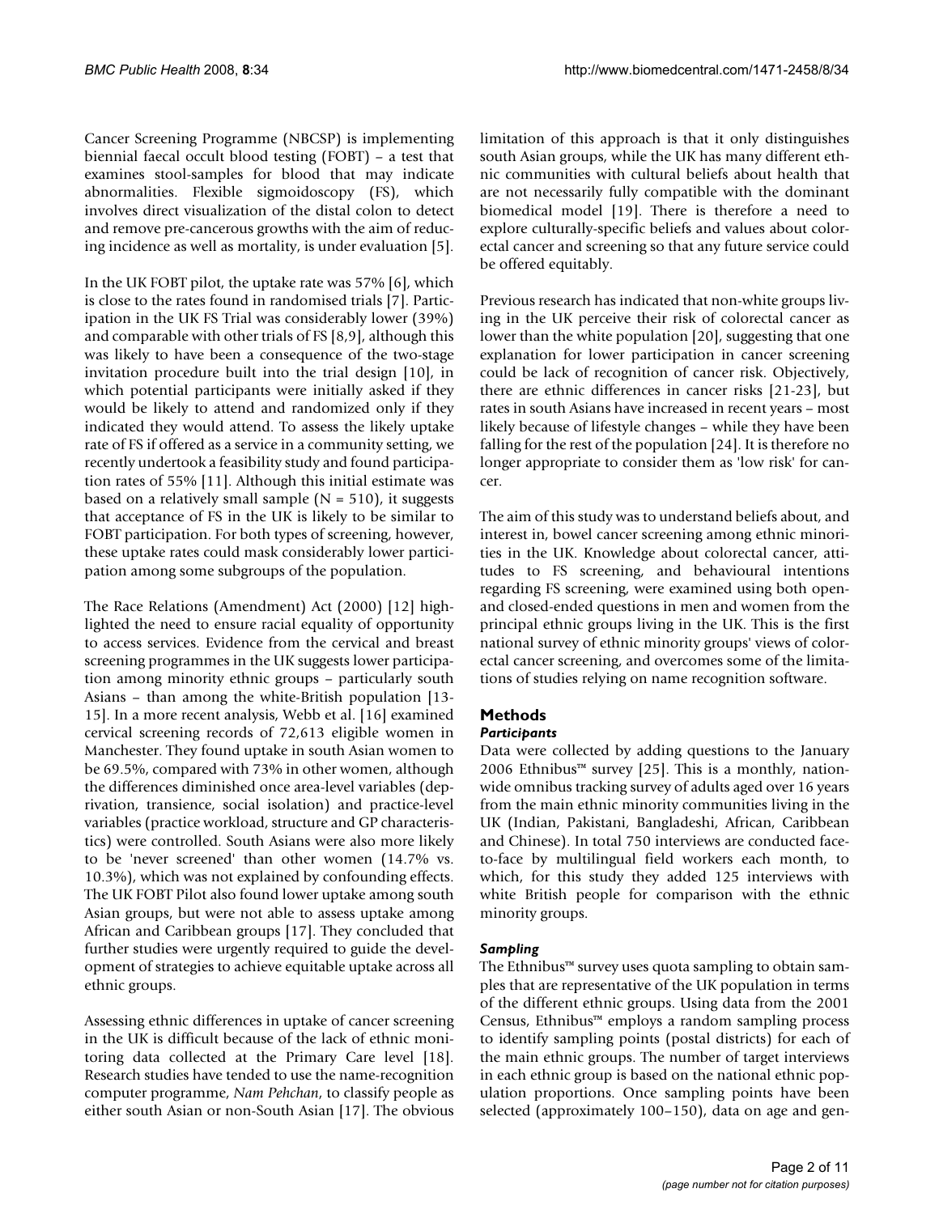Cancer Screening Programme (NBCSP) is implementing biennial faecal occult blood testing (FOBT) – a test that examines stool-samples for blood that may indicate abnormalities. Flexible sigmoidoscopy (FS), which involves direct visualization of the distal colon to detect and remove pre-cancerous growths with the aim of reducing incidence as well as mortality, is under evaluation [5].

In the UK FOBT pilot, the uptake rate was 57% [6], which is close to the rates found in randomised trials [7]. Participation in the UK FS Trial was considerably lower (39%) and comparable with other trials of FS [8,9], although this was likely to have been a consequence of the two-stage invitation procedure built into the trial design [10], in which potential participants were initially asked if they would be likely to attend and randomized only if they indicated they would attend. To assess the likely uptake rate of FS if offered as a service in a community setting, we recently undertook a feasibility study and found participation rates of 55% [11]. Although this initial estimate was based on a relatively small sample (N = 510), it suggests that acceptance of FS in the UK is likely to be similar to FOBT participation. For both types of screening, however, these uptake rates could mask considerably lower participation among some subgroups of the population.

The Race Relations (Amendment) Act (2000) [12] highlighted the need to ensure racial equality of opportunity to access services. Evidence from the cervical and breast screening programmes in the UK suggests lower participation among minority ethnic groups – particularly south Asians – than among the white-British population [13-15]. In a more recent analysis, Webb et al. [16] examined cervical screening records of 72,613 eligible women in Manchester. They found uptake in south Asian women to be 69.5%, compared with 73% in other women, although the differences diminished once area-level variables (deprivation, transience, social isolation) and practice-level variables (practice workload, structure and GP characteristics) were controlled. South Asians were also more likely to be 'never screened' than other women (14.7% vs. 10.3%), which was not explained by confounding effects. The UK FOBT Pilot also found lower uptake among south Asian groups, but were not able to assess uptake among African and Caribbean groups [17]. They concluded that further studies were urgently required to guide the development of strategies to achieve equitable uptake across all ethnic groups.

Assessing ethnic differences in uptake of cancer screening in the UK is difficult because of the lack of ethnic monitoring data collected at the Primary Care level [18]. Research studies have tended to use the name-recognition computer programme, *Nam Pehchan*, to classify people as either south Asian or non-South Asian [17]. The obvious limitation of this approach is that it only distinguishes south Asian groups, while the UK has many different ethnic communities with cultural beliefs about health that are not necessarily fully compatible with the dominant biomedical model [19]. There is therefore a need to explore culturally-specific beliefs and values about colorectal cancer and screening so that any future service could be offered equitably.

Previous research has indicated that non-white groups living in the UK perceive their risk of colorectal cancer as lower than the white population [20], suggesting that one explanation for lower participation in cancer screening could be lack of recognition of cancer risk. Objectively, there are ethnic differences in cancer risks [21-23], but rates in south Asians have increased in recent years – most likely because of lifestyle changes – while they have been falling for the rest of the population [24]. It is therefore no longer appropriate to consider them as 'low risk' for cancer.

The aim of this study was to understand beliefs about, and interest in, bowel cancer screening among ethnic minorities in the UK. Knowledge about colorectal cancer, attitudes to FS screening, and behavioural intentions regarding FS screening, were examined using both open- and closed-ended questions in men and women from the principal ethnic groups living in the UK. This is the first national survey of ethnic minority groups' views of colorectal cancer screening, and overcomes some of the limitations of studies relying on name recognition software.

## Methods

### *Participants*

Data were collected by adding questions to the January 2006 Ethnibus™ survey [25]. This is a monthly, nationwide omnibus tracking survey of adults aged over 16 years from the main ethnic minority communities living in the UK (Indian, Pakistani, Bangladeshi, African, Caribbean and Chinese). In total 750 interviews are conducted face-to-face by multilingual field workers each month, to which, for this study they added 125 interviews with white British people for comparison with the ethnic minority groups.

### *Sampling*

The Ethnibus™ survey uses quota sampling to obtain samples that are representative of the UK population in terms of the different ethnic groups. Using data from the 2001 Census, Ethnibus™ employs a random sampling process to identify sampling points (postal districts) for each of the main ethnic groups. The number of target interviews in each ethnic group is based on the national ethnic population proportions. Once sampling points have been selected (approximately 100–150), data on age and gen-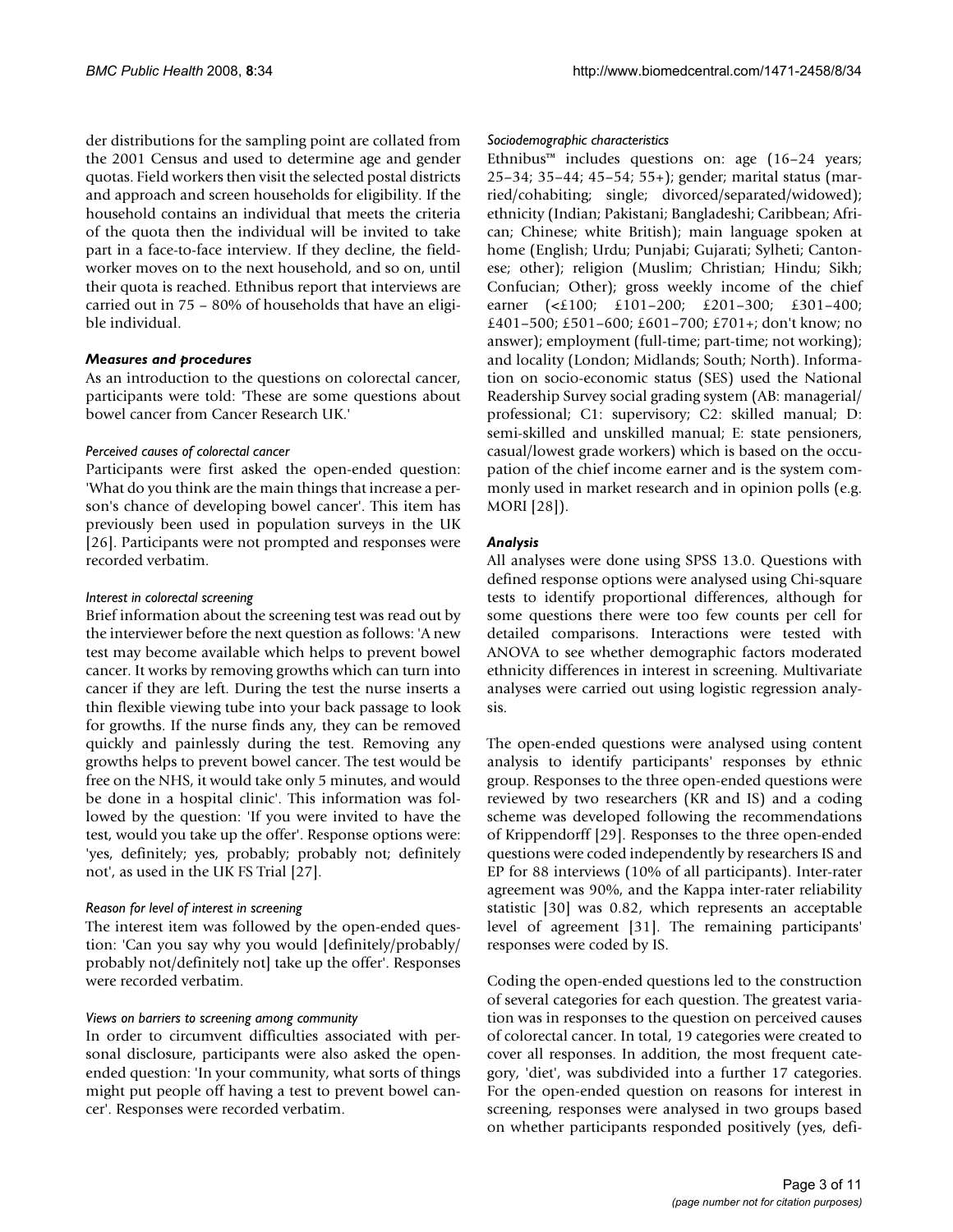der distributions for the sampling point are collated from the 2001 Census and used to determine age and gender quotas. Field workers then visit the selected postal districts and approach and screen households for eligibility. If the household contains an individual that meets the criteria of the quota then the individual will be invited to take part in a face-to-face interview. If they decline, the field-worker moves on to the next household, and so on, until their quota is reached. Ethnibus report that interviews are carried out in 75 – 80% of households that have an eligible individual.

### Measures and procedures

As an introduction to the questions on colorectal cancer, participants were told: 'These are some questions about bowel cancer from Cancer Research UK.'

#### *Perceived causes of colorectal cancer*

Participants were first asked the open-ended question: 'What do you think are the main things that increase a person's chance of developing bowel cancer'. This item has previously been used in population surveys in the UK [26]. Participants were not prompted and responses were recorded verbatim.

#### *Interest in colorectal screening*

Brief information about the screening test was read out by the interviewer before the next question as follows: 'A new test may become available which helps to prevent bowel cancer. It works by removing growths which can turn into cancer if they are left. During the test the nurse inserts a thin flexible viewing tube into your back passage to look for growths. If the nurse finds any, they can be removed quickly and painlessly during the test. Removing any growths helps to prevent bowel cancer. The test would be free on the NHS, it would take only 5 minutes, and would be done in a hospital clinic'. This information was followed by the question: 'If you were invited to have the test, would you take up the offer'. Response options were: 'yes, definitely; yes, probably; probably not; definitely not', as used in the UK FS Trial [27].

#### *Reason for level of interest in screening*

The interest item was followed by the open-ended question: 'Can you say why you would [definitely/probably/probably not/definitely not] take up the offer'. Responses were recorded verbatim.

#### *Views on barriers to screening among community*

In order to circumvent difficulties associated with personal disclosure, participants were also asked the open-ended question: 'In your community, what sorts of things might put people off having a test to prevent bowel cancer'. Responses were recorded verbatim.

#### *Sociodemographic characteristics*

Ethnibus™ includes questions on: age (16–24 years; 25–34; 35–44; 45–54; 55+); gender; marital status (married/cohabiting; single; divorced/separated/widowed); ethnicity (Indian; Pakistani; Bangladeshi; Caribbean; African; Chinese; white British); main language spoken at home (English; Urdu; Punjabi; Gujarati; Sylheti; Cantonese; other); religion (Muslim; Christian; Hindu; Sikh; Confucian; Other); gross weekly income of the chief earner (<£100; £101–200; £201–300; £301–400; £401–500; £501–600; £601–700; £701+; don't know; no answer); employment (full-time; part-time; not working); and locality (London; Midlands; South; North). Information on socio-economic status (SES) used the National Readership Survey social grading system (AB: managerial/professional; C1: supervisory; C2: skilled manual; D: semi-skilled and unskilled manual; E: state pensioners, casual/lowest grade workers) which is based on the occupation of the chief income earner and is the system commonly used in market research and in opinion polls (e.g. MORI [28]).

### Analysis

All analyses were done using SPSS 13.0. Questions with defined response options were analysed using Chi-square tests to identify proportional differences, although for some questions there were too few counts per cell for detailed comparisons. Interactions were tested with ANOVA to see whether demographic factors moderated ethnicity differences in interest in screening. Multivariate analyses were carried out using logistic regression analysis.

The open-ended questions were analysed using content analysis to identify participants' responses by ethnic group. Responses to the three open-ended questions were reviewed by two researchers (KR and IS) and a coding scheme was developed following the recommendations of Krippendorff [29]. Responses to the three open-ended questions were coded independently by researchers IS and EP for 88 interviews (10% of all participants). Inter-rater agreement was 90%, and the Kappa inter-rater reliability statistic [30] was 0.82, which represents an acceptable level of agreement [31]. The remaining participants' responses were coded by IS.

Coding the open-ended questions led to the construction of several categories for each question. The greatest variation was in responses to the question on perceived causes of colorectal cancer. In total, 19 categories were created to cover all responses. In addition, the most frequent category, 'diet', was subdivided into a further 17 categories. For the open-ended question on reasons for interest in screening, responses were analysed in two groups based on whether participants responded positively (yes, defi-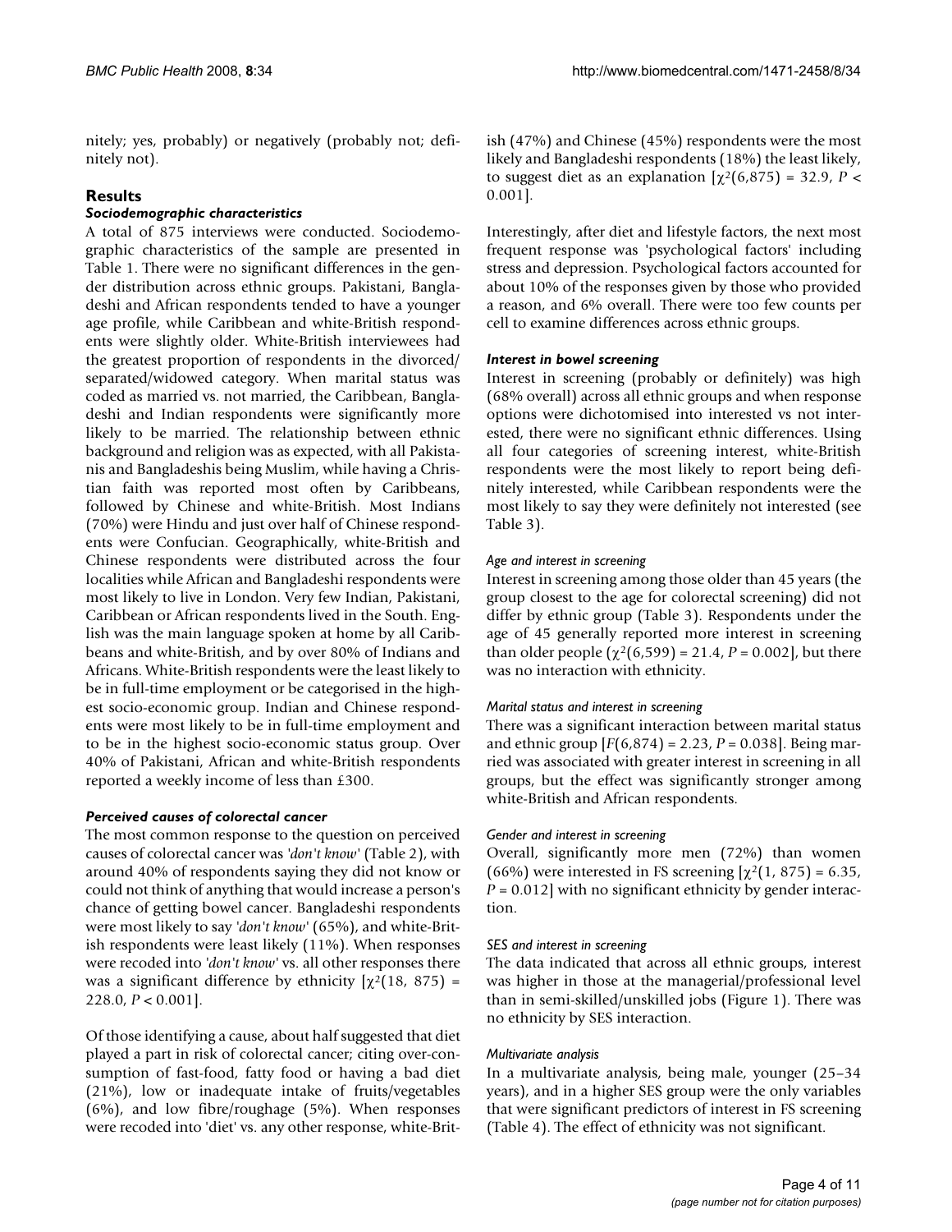nitely; yes, probably) or negatively (probably not; definitely not).

## Results

### *Sociodemographic characteristics*

A total of 875 interviews were conducted. Sociodemographic characteristics of the sample are presented in Table 1. There were no significant differences in the gender distribution across ethnic groups. Pakistani, Bangladeshi and African respondents tended to have a younger age profile, while Caribbean and white-British respondents were slightly older. White-British interviewees had the greatest proportion of respondents in the divorced/separated/widowed category. When marital status was coded as married vs. not married, the Caribbean, Bangladeshi and Indian respondents were significantly more likely to be married. The relationship between ethnic background and religion was as expected, with all Pakistanis and Bangladeshis being Muslim, while having a Christian faith was reported most often by Caribbeans, followed by Chinese and white-British. Most Indians (70%) were Hindu and just over half of Chinese respondents were Confucian. Geographically, white-British and Chinese respondents were distributed across the four localities while African and Bangladeshi respondents were most likely to live in London. Very few Indian, Pakistani, Caribbean or African respondents lived in the South. English was the main language spoken at home by all Caribbeans and white-British, and by over 80% of Indians and Africans. White-British respondents were the least likely to be in full-time employment or be categorised in the highest socio-economic group. Indian and Chinese respondents were most likely to be in full-time employment and to be in the highest socio-economic status group. Over 40% of Pakistani, African and white-British respondents reported a weekly income of less than £300.

### *Perceived causes of colorectal cancer*

The most common response to the question on perceived causes of colorectal cancer was *'don't know'* (Table 2), with around 40% of respondents saying they did not know or could not think of anything that would increase a person's chance of getting bowel cancer. Bangladeshi respondents were most likely to say *'don't know'* (65%), and white-British respondents were least likely (11%). When responses were recoded into *'don't know'* vs. all other responses there was a significant difference by ethnicity [$\chi^2(18, 875) = 228.0$, $P < 0.001$].

Of those identifying a cause, about half suggested that diet played a part in risk of colorectal cancer; citing over-consumption of fast-food, fatty food or having a bad diet (21%), low or inadequate intake of fruits/vegetables (6%), and low fibre/roughage (5%). When responses were recoded into 'diet' vs. any other response, white-British (47%) and Chinese (45%) respondents were the most likely and Bangladeshi respondents (18%) the least likely, to suggest diet as an explanation [$\chi^2(6,875) = 32.9$, $P < 0.001$].

Interestingly, after diet and lifestyle factors, the next most frequent response was 'psychological factors' including stress and depression. Psychological factors accounted for about 10% of the responses given by those who provided a reason, and 6% overall. There were too few counts per cell to examine differences across ethnic groups.

### *Interest in bowel screening*

Interest in screening (probably or definitely) was high (68% overall) across all ethnic groups and when response options were dichotomised into interested vs not interested, there were no significant ethnic differences. Using all four categories of screening interest, white-British respondents were the most likely to report being definitely interested, while Caribbean respondents were the most likely to say they were definitely not interested (see Table 3).

#### *Age and interest in screening*

Interest in screening among those older than 45 years (the group closest to the age for colorectal screening) did not differ by ethnic group (Table 3). Respondents under the age of 45 generally reported more interest in screening than older people ($\chi^2(6,599) = 21.4$, $P = 0.002$], but there was no interaction with ethnicity.

#### *Marital status and interest in screening*

There was a significant interaction between marital status and ethnic group [$F(6,874) = 2.23$, $P = 0.038$]. Being married was associated with greater interest in screening in all groups, but the effect was significantly stronger among white-British and African respondents.

#### *Gender and interest in screening*

Overall, significantly more men (72%) than women (66%) were interested in FS screening [$\chi^2(1, 875) = 6.35$, $P = 0.012$] with no significant ethnicity by gender interaction.

#### *SES and interest in screening*

The data indicated that across all ethnic groups, interest was higher in those at the managerial/professional level than in semi-skilled/unskilled jobs (Figure 1). There was no ethnicity by SES interaction.

#### *Multivariate analysis*

In a multivariate analysis, being male, younger (25–34 years), and in a higher SES group were the only variables that were significant predictors of interest in FS screening (Table 4). The effect of ethnicity was not significant.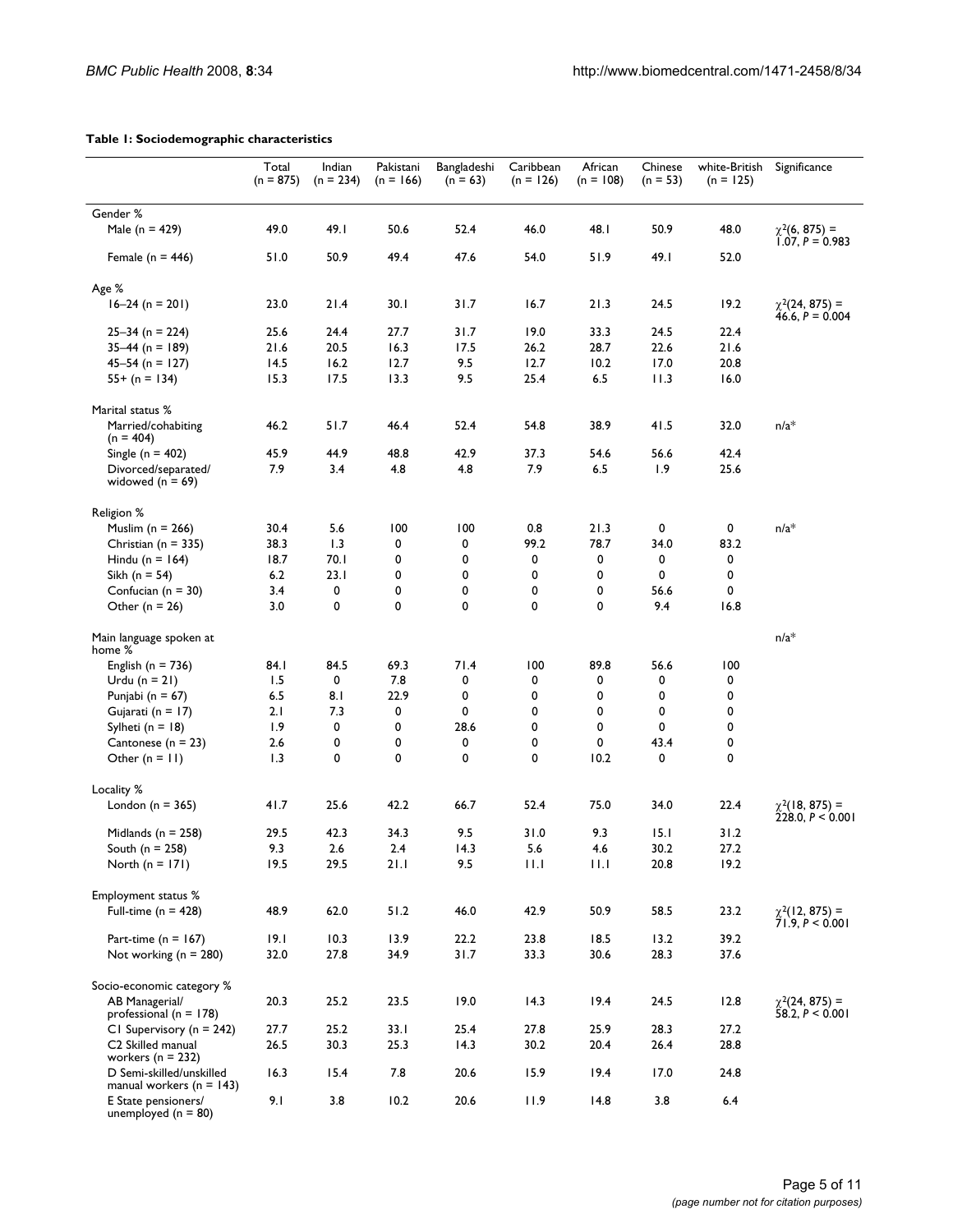**Table 1: Sociodemographic characteristics**

| | Total (n = 875) | Indian (n = 234) | Pakistani (n = 166) | Bangladeshi (n = 63) | Caribbean (n = 126) | African (n = 108) | Chinese (n = 53) | white-British (n = 125) | Significance |
|---|---|---|---|---|---|---|---|---|---|
| Gender % | | | | | | | | | |
| Male (n = 429) | 49.0 | 49.1 | 50.6 | 52.4 | 46.0 | 48.1 | 50.9 | 48.0 | $\chi^2(6, 875) = 1.07, P = 0.983$ |
| Female (n = 446) | 51.0 | 50.9 | 49.4 | 47.6 | 54.0 | 51.9 | 49.1 | 52.0 | |
| Age % | | | | | | | | | |
| 16–24 (n = 201) | 23.0 | 21.4 | 30.1 | 31.7 | 16.7 | 21.3 | 24.5 | 19.2 | $\chi^2(24, 875) = 46.6, P = 0.004$ |
| 25–34 (n = 224) | 25.6 | 24.4 | 27.7 | 31.7 | 19.0 | 33.3 | 24.5 | 22.4 | |
| 35–44 (n = 189) | 21.6 | 20.5 | 16.3 | 17.5 | 26.2 | 28.7 | 22.6 | 21.6 | |
| 45–54 (n = 127) | 14.5 | 16.2 | 12.7 | 9.5 | 12.7 | 10.2 | 17.0 | 20.8 | |
| 55+ (n = 134) | 15.3 | 17.5 | 13.3 | 9.5 | 25.4 | 6.5 | 11.3 | 16.0 | |
| Marital status % | | | | | | | | | |
| Married/cohabiting (n = 404) | 46.2 | 51.7 | 46.4 | 52.4 | 54.8 | 38.9 | 41.5 | 32.0 | n/a* |
| Single (n = 402) | 45.9 | 44.9 | 48.8 | 42.9 | 37.3 | 54.6 | 56.6 | 42.4 | |
| Divorced/separated/ widowed (n = 69) | 7.9 | 3.4 | 4.8 | 4.8 | 7.9 | 6.5 | 1.9 | 25.6 | |
| Religion % | | | | | | | | | |
| Muslim (n = 266) | 30.4 | 5.6 | 100 | 100 | 0.8 | 21.3 | 0 | 0 | n/a* |
| Christian (n = 335) | 38.3 | 1.3 | 0 | 0 | 99.2 | 78.7 | 34.0 | 83.2 | |
| Hindu (n = 164) | 18.7 | 70.1 | 0 | 0 | 0 | 0 | 0 | 0 | |
| Sikh (n = 54) | 6.2 | 23.1 | 0 | 0 | 0 | 0 | 0 | 0 | |
| Confucian (n = 30) | 3.4 | 0 | 0 | 0 | 0 | 0 | 56.6 | 0 | |
| Other (n = 26) | 3.0 | 0 | 0 | 0 | 0 | 0 | 9.4 | 16.8 | |
| Main language spoken at home % | | | | | | | | | n/a* |
| English (n = 736) | 84.1 | 84.5 | 69.3 | 71.4 | 100 | 89.8 | 56.6 | 100 | |
| Urdu (n = 21) | 1.5 | 0 | 7.8 | 0 | 0 | 0 | 0 | 0 | |
| Punjabi (n = 67) | 6.5 | 8.1 | 22.9 | 0 | 0 | 0 | 0 | 0 | |
| Gujarati (n = 17) | 2.1 | 7.3 | 0 | 0 | 0 | 0 | 0 | 0 | |
| Sylheti (n = 18) | 1.9 | 0 | 0 | 28.6 | 0 | 0 | 0 | 0 | |
| Cantonese (n = 23) | 2.6 | 0 | 0 | 0 | 0 | 0 | 43.4 | 0 | |
| Other (n = 11) | 1.3 | 0 | 0 | 0 | 0 | 10.2 | 0 | 0 | |
| Locality % | | | | | | | | | |
| London (n = 365) | 41.7 | 25.6 | 42.2 | 66.7 | 52.4 | 75.0 | 34.0 | 22.4 | $\chi^2(18, 875) = 228.0, P < 0.001$ |
| Midlands (n = 258) | 29.5 | 42.3 | 34.3 | 9.5 | 31.0 | 9.3 | 15.1 | 31.2 | |
| South (n = 258) | 9.3 | 2.6 | 2.4 | 14.3 | 5.6 | 4.6 | 30.2 | 27.2 | |
| North (n = 171) | 19.5 | 29.5 | 21.1 | 9.5 | 11.1 | 11.1 | 20.8 | 19.2 | |
| Employment status % | | | | | | | | | |
| Full-time (n = 428) | 48.9 | 62.0 | 51.2 | 46.0 | 42.9 | 50.9 | 58.5 | 23.2 | $\chi^2(12, 875) = 71.9, P < 0.001$ |
| Part-time (n = 167) | 19.1 | 10.3 | 13.9 | 22.2 | 23.8 | 18.5 | 13.2 | 39.2 | |
| Not working (n = 280) | 32.0 | 27.8 | 34.9 | 31.7 | 33.3 | 30.6 | 28.3 | 37.6 | |
| Socio-economic category % | | | | | | | | | |
| AB Managerial/ professional (n = 178) | 20.3 | 25.2 | 23.5 | 19.0 | 14.3 | 19.4 | 24.5 | 12.8 | $\chi^2(24, 875) = 58.2, P < 0.001$ |
| C1 Supervisory (n = 242) | 27.7 | 25.2 | 33.1 | 25.4 | 27.8 | 25.9 | 28.3 | 27.2 | |
| C2 Skilled manual workers (n = 232) | 26.5 | 30.3 | 25.3 | 14.3 | 30.2 | 20.4 | 26.4 | 28.8 | |
| D Semi-skilled/unskilled manual workers (n = 143) | 16.3 | 15.4 | 7.8 | 20.6 | 15.9 | 19.4 | 17.0 | 24.8 | |
| E State pensioners/ unemployed (n = 80) | 9.1 | 3.8 | 10.2 | 20.6 | 11.9 | 14.8 | 3.8 | 6.4 | |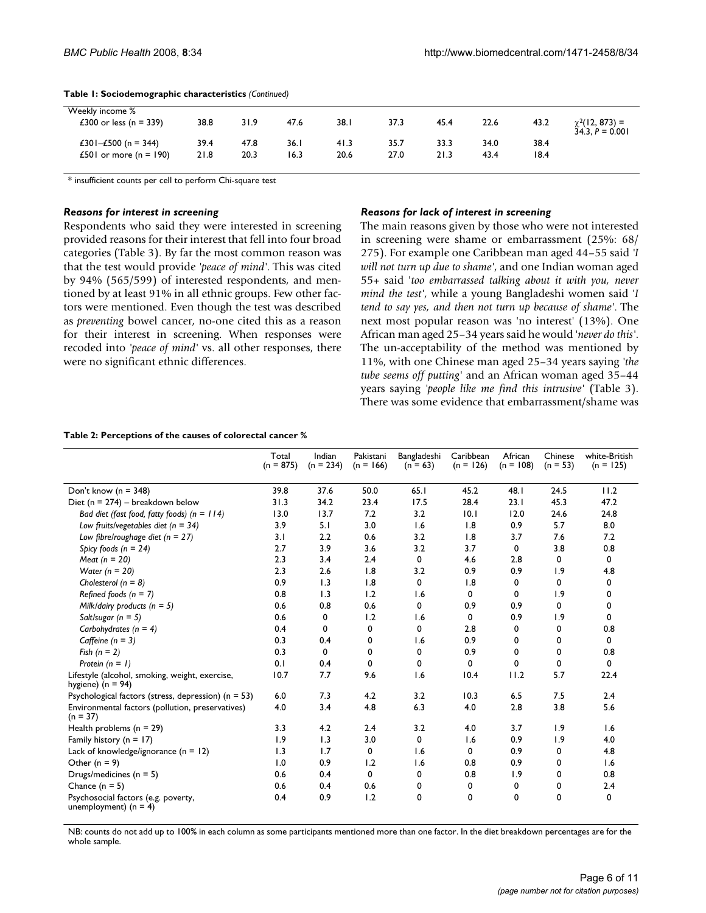**Table 1: Sociodemographic characteristics** *(Continued)*

| | | | | | | | | | |
|---|---|---|---|---|---|---|---|---|---|
| Weekly income % | | | | | | | | | |
| £300 or less (n = 339) | 38.8 | 31.9 | 47.6 | 38.1 | 37.3 | 45.4 | 22.6 | 43.2 | $\chi^2(12, 873) = 34.3, P = 0.001$ |
| £301–£500 (n = 344) | 39.4 | 47.8 | 36.1 | 41.3 | 35.7 | 33.3 | 34.0 | 38.4 | |
| £501 or more (n = 190) | 21.8 | 20.3 | 16.3 | 20.6 | 27.0 | 21.3 | 43.4 | 18.4 | |

\* insufficient counts per cell to perform Chi-square test

### *Reasons for interest in screening*

Respondents who said they were interested in screening provided reasons for their interest that fell into four broad categories (Table 3). By far the most common reason was that the test would provide *'peace of mind'*. This was cited by 94% (565/599) of interested respondents, and mentioned by at least 91% in all ethnic groups. Few other factors were mentioned. Even though the test was described as *preventing* bowel cancer, no-one cited this as a reason for their interest in screening. When responses were recoded into *'peace of mind'* vs. all other responses, there were no significant ethnic differences.

### *Reasons for lack of interest in screening*

The main reasons given by those who were not interested in screening were shame or embarrassment (25%: 68/275). For example one Caribbean man aged 44–55 said *'I will not turn up due to shame'*, and one Indian woman aged 55+ said *'too embarrassed talking about it with you, never mind the test'*, while a young Bangladeshi women said *'I tend to say yes, and then not turn up because of shame'*. The next most popular reason was 'no interest' (13%). One African man aged 25–34 years said he would *'never do this'*. The un-acceptability of the method was mentioned by 11%, with one Chinese man aged 25–34 years saying *'the tube seems off putting'* and an African woman aged 35–44 years saying *'people like me find this intrusive'* (Table 3). There was some evidence that embarrassment/shame was

**Table 2: Perceptions of the causes of colorectal cancer %**

| | Total (n = 875) | Indian (n = 234) | Pakistani (n = 166) | Bangladeshi (n = 63) | Caribbean (n = 126) | African (n = 108) | Chinese (n = 53) | white-British (n = 125) |
|---|---|---|---|---|---|---|---|---|
| Don't know (n = 348) | 39.8 | 37.6 | 50.0 | 65.1 | 45.2 | 48.1 | 24.5 | 11.2 |
| Diet (n = 274) – breakdown below | 31.3 | 34.2 | 23.4 | 17.5 | 28.4 | 23.1 | 45.3 | 47.2 |
| *Bad diet (fast food, fatty foods) (n = 114)* | 13.0 | 13.7 | 7.2 | 3.2 | 10.1 | 12.0 | 24.6 | 24.8 |
| *Low fruits/vegetables diet (n = 34)* | 3.9 | 5.1 | 3.0 | 1.6 | 1.8 | 0.9 | 5.7 | 8.0 |
| *Low fibre/roughage diet (n = 27)* | 3.1 | 2.2 | 0.6 | 3.2 | 1.8 | 3.7 | 7.6 | 7.2 |
| *Spicy foods (n = 24)* | 2.7 | 3.9 | 3.6 | 3.2 | 3.7 | 0 | 3.8 | 0.8 |
| *Meat (n = 20)* | 2.3 | 3.4 | 2.4 | 0 | 4.6 | 2.8 | 0 | 0 |
| *Water (n = 20)* | 2.3 | 2.6 | 1.8 | 3.2 | 0.9 | 0.9 | 1.9 | 4.8 |
| *Cholesterol (n = 8)* | 0.9 | 1.3 | 1.8 | 0 | 1.8 | 0 | 0 | 0 |
| *Refined foods (n = 7)* | 0.8 | 1.3 | 1.2 | 1.6 | 0 | 0 | 1.9 | 0 |
| *Milk/dairy products (n = 5)* | 0.6 | 0.8 | 0.6 | 0 | 0.9 | 0.9 | 0 | 0 |
| *Salt/sugar (n = 5)* | 0.6 | 0 | 1.2 | 1.6 | 0 | 0.9 | 1.9 | 0 |
| *Carbohydrates (n = 4)* | 0.4 | 0 | 0 | 0 | 2.8 | 0 | 0 | 0.8 |
| *Caffeine (n = 3)* | 0.3 | 0.4 | 0 | 1.6 | 0.9 | 0 | 0 | 0 |
| *Fish (n = 2)* | 0.3 | 0 | 0 | 0 | 0.9 | 0 | 0 | 0.8 |
| *Protein (n = 1)* | 0.1 | 0.4 | 0 | 0 | 0 | 0 | 0 | 0 |
| Lifestyle (alcohol, smoking, weight, exercise, hygiene) (n = 94) | 10.7 | 7.7 | 9.6 | 1.6 | 10.4 | 11.2 | 5.7 | 22.4 |
| Psychological factors (stress, depression) (n = 53) | 6.0 | 7.3 | 4.2 | 3.2 | 10.3 | 6.5 | 7.5 | 2.4 |
| Environmental factors (pollution, preservatives) (n = 37) | 4.0 | 3.4 | 4.8 | 6.3 | 4.0 | 2.8 | 3.8 | 5.6 |
| Health problems (n = 29) | 3.3 | 4.2 | 2.4 | 3.2 | 4.0 | 3.7 | 1.9 | 1.6 |
| Family history (n = 17) | 1.9 | 1.3 | 3.0 | 0 | 1.6 | 0.9 | 1.9 | 4.0 |
| Lack of knowledge/ignorance (n = 12) | 1.3 | 1.7 | 0 | 1.6 | 0 | 0.9 | 0 | 4.8 |
| Other (n = 9) | 1.0 | 0.9 | 1.2 | 1.6 | 0.8 | 0.9 | 0 | 1.6 |
| Drugs/medicines (n = 5) | 0.6 | 0.4 | 0 | 0 | 0.8 | 1.9 | 0 | 0.8 |
| Chance (n = 5) | 0.6 | 0.4 | 0.6 | 0 | 0 | 0 | 0 | 2.4 |
| Psychosocial factors (e.g. poverty, unemployment) (n = 4) | 0.4 | 0.9 | 1.2 | 0 | 0 | 0 | 0 | 0 |

NB: counts do not add up to 100% in each column as some participants mentioned more than one factor. In the diet breakdown percentages are for the whole sample.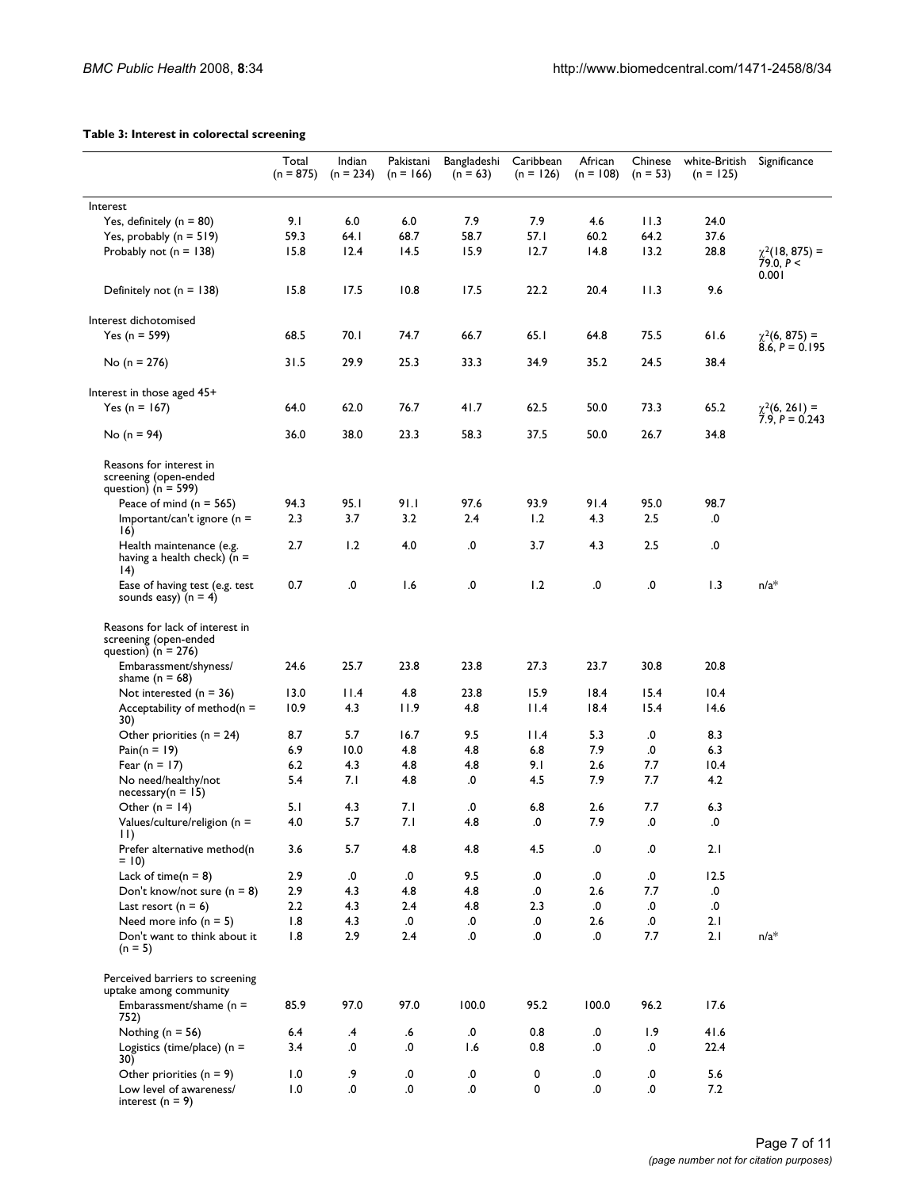**Table 3: Interest in colorectal screening**

| | Total (n = 875) | Indian (n = 234) | Pakistani (n = 166) | Bangladeshi (n = 63) | Caribbean (n = 126) | African (n = 108) | Chinese (n = 53) | white-British (n = 125) | Significance |
|---|---|---|---|---|---|---|---|---|---|
| Interest | | | | | | | | | |
| Yes, definitely (n = 80) | 9.1 | 6.0 | 6.0 | 7.9 | 7.9 | 4.6 | 11.3 | 24.0 | |
| Yes, probably (n = 519) | 59.3 | 64.1 | 68.7 | 58.7 | 57.1 | 60.2 | 64.2 | 37.6 | |
| Probably not (n = 138) | 15.8 | 12.4 | 14.5 | 15.9 | 12.7 | 14.8 | 13.2 | 28.8 | $\chi^2(18, 875) = 79.0$, $P < 0.001$ |
| Definitely not (n = 138) | 15.8 | 17.5 | 10.8 | 17.5 | 22.2 | 20.4 | 11.3 | 9.6 | |
| Interest dichotomised | | | | | | | | | |
| Yes (n = 599) | 68.5 | 70.1 | 74.7 | 66.7 | 65.1 | 64.8 | 75.5 | 61.6 | $\chi^2(6, 875) = 8.6$, $P = 0.195$ |
| No (n = 276) | 31.5 | 29.9 | 25.3 | 33.3 | 34.9 | 35.2 | 24.5 | 38.4 | |
| Interest in those aged 45+ | | | | | | | | | |
| Yes (n = 167) | 64.0 | 62.0 | 76.7 | 41.7 | 62.5 | 50.0 | 73.3 | 65.2 | $\chi^2(6, 261) = 7.9$, $P = 0.243$ |
| No (n = 94) | 36.0 | 38.0 | 23.3 | 58.3 | 37.5 | 50.0 | 26.7 | 34.8 | |
| Reasons for interest in screening (open-ended question) (n = 599) | | | | | | | | | |
| Peace of mind (n = 565) | 94.3 | 95.1 | 91.1 | 97.6 | 93.9 | 91.4 | 95.0 | 98.7 | |
| Important/can't ignore (n = 16) | 2.3 | 3.7 | 3.2 | 2.4 | 1.2 | 4.3 | 2.5 | .0 | |
| Health maintenance (e.g. having a health check) (n = 14) | 2.7 | 1.2 | 4.0 | .0 | 3.7 | 4.3 | 2.5 | .0 | |
| Ease of having test (e.g. test sounds easy) (n = 4) | 0.7 | .0 | 1.6 | .0 | 1.2 | .0 | .0 | 1.3 | n/a* |
| Reasons for lack of interest in screening (open-ended question) (n = 276) | | | | | | | | | |
| Embarassment/shyness/ shame (n = 68) | 24.6 | 25.7 | 23.8 | 23.8 | 27.3 | 23.7 | 30.8 | 20.8 | |
| Not interested (n = 36) | 13.0 | 11.4 | 4.8 | 23.8 | 15.9 | 18.4 | 15.4 | 10.4 | |
| Acceptability of method(n = 30) | 10.9 | 4.3 | 11.9 | 4.8 | 11.4 | 18.4 | 15.4 | 14.6 | |
| Other priorities (n = 24) | 8.7 | 5.7 | 16.7 | 9.5 | 11.4 | 5.3 | .0 | 8.3 | |
| Pain(n = 19) | 6.9 | 10.0 | 4.8 | 4.8 | 6.8 | 7.9 | .0 | 6.3 | |
| Fear (n = 17) | 6.2 | 4.3 | 4.8 | 4.8 | 9.1 | 2.6 | 7.7 | 10.4 | |
| No need/healthy/not necessary(n = 15) | 5.4 | 7.1 | 4.8 | .0 | 4.5 | 7.9 | 7.7 | 4.2 | |
| Other (n = 14) | 5.1 | 4.3 | 7.1 | .0 | 6.8 | 2.6 | 7.7 | 6.3 | |
| Values/culture/religion (n = 11) | 4.0 | 5.7 | 7.1 | 4.8 | .0 | 7.9 | .0 | .0 | |
| Prefer alternative method(n = 10) | 3.6 | 5.7 | 4.8 | 4.8 | 4.5 | .0 | .0 | 2.1 | |
| Lack of time(n = 8) | 2.9 | .0 | .0 | 9.5 | .0 | .0 | .0 | 12.5 | |
| Don't know/not sure (n = 8) | 2.9 | 4.3 | 4.8 | 4.8 | .0 | 2.6 | 7.7 | .0 | |
| Last resort (n = 6) | 2.2 | 4.3 | 2.4 | 4.8 | 2.3 | .0 | .0 | .0 | |
| Need more info (n = 5) | 1.8 | 4.3 | .0 | .0 | .0 | 2.6 | .0 | 2.1 | |
| Don't want to think about it (n = 5) | 1.8 | 2.9 | 2.4 | .0 | .0 | .0 | 7.7 | 2.1 | n/a* |
| Perceived barriers to screening uptake among community | | | | | | | | | |
| Embarassment/shame (n = 752) | 85.9 | 97.0 | 97.0 | 100.0 | 95.2 | 100.0 | 96.2 | 17.6 | |
| Nothing (n = 56) | 6.4 | .4 | .6 | .0 | 0.8 | .0 | 1.9 | 41.6 | |
| Logistics (time/place) (n = 30) | 3.4 | .0 | .0 | 1.6 | 0.8 | .0 | .0 | 22.4 | |
| Other priorities (n = 9) | 1.0 | .9 | .0 | .0 | 0 | .0 | .0 | 5.6 | |
| Low level of awareness/ interest (n = 9) | 1.0 | .0 | .0 | .0 | 0 | .0 | .0 | 7.2 | |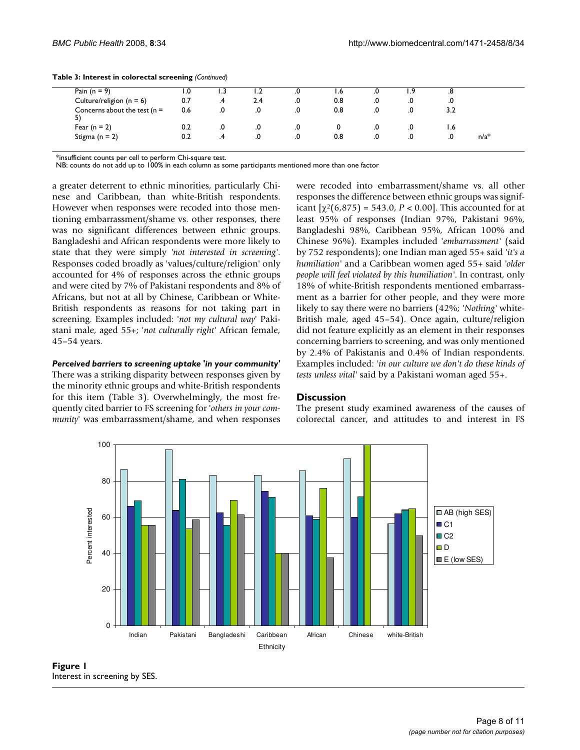**Table 3: Interest in colorectal screening** *(Continued)*

| | | | | | | | | | |
|---|---|---|---|---|---|---|---|---|---|
| Pain (n = 9) | 1.0 | 1.3 | 1.2 | .0 | 1.6 | .0 | 1.9 | .8 | |
| Culture/religion (n = 6) | 0.7 | .4 | 2.4 | .0 | 0.8 | .0 | .0 | .0 | |
| Concerns about the test (n = 5) | 0.6 | .0 | .0 | .0 | 0.8 | .0 | .0 | 3.2 | |
| Fear (n = 2) | 0.2 | .0 | .0 | .0 | 0 | .0 | .0 | 1.6 | |
| Stigma (n = 2) | 0.2 | .4 | .0 | .0 | 0.8 | .0 | .0 | .0 | n/a* |

*insufficient counts per cell to perform Chi-square test.
NB: counts do not add up to 100% in each column as some participants mentioned more than one factor

a greater deterrent to ethnic minorities, particularly Chinese and Caribbean, than white-British respondents. However when responses were recoded into those mentioning embarrassment/shame vs. other responses, there was no significant differences between ethnic groups. Bangladeshi and African respondents were more likely to state that they were simply '*not interested in screening*'. Responses coded broadly as 'values/culture/religion' only accounted for 4% of responses across the ethnic groups and were cited by 7% of Pakistani respondents and 8% of Africans, but not at all by Chinese, Caribbean or White-British respondents as reasons for not taking part in screening. Examples included: '*not my cultural way*' Pakistani male, aged 55+; '*not culturally right*' African female, 45–54 years.

#### *Perceived barriers to screening uptake 'in your community'*

There was a striking disparity between responses given by the minority ethnic groups and white-British respondents for this item (Table 3). Overwhelmingly, the most frequently cited barrier to FS screening for '*others in your community*' was embarrassment/shame, and when responses were recoded into embarrassment/shame vs. all other responses the difference between ethnic groups was significant [$\chi^2(6,875) = 543.0$, $P < 0.00$]. This accounted for at least 95% of responses (Indian 97%, Pakistani 96%, Bangladeshi 98%, Caribbean 95%, African 100% and Chinese 96%). Examples included '*embarrassment*' (said by 752 respondents); one Indian man aged 55+ said '*it's a humiliation*' and a Caribbean women aged 55+ said '*older people will feel violated by this humiliation*'. In contrast, only 18% of white-British respondents mentioned embarrassment as a barrier for other people, and they were more likely to say there were no barriers (42%; '*Nothing*' white-British male, aged 45–54). Once again, culture/religion did not feature explicitly as an element in their responses concerning barriers to screening, and was only mentioned by 2.4% of Pakistanis and 0.4% of Indian respondents. Examples included: '*in our culture we don't do these kinds of tests unless vital*' said by a Pakistani woman aged 55+.

## Discussion

The present study examined awareness of the causes of colorectal cancer, and attitudes to and interest in FS

**Figure 1**
Interest in screening by SES.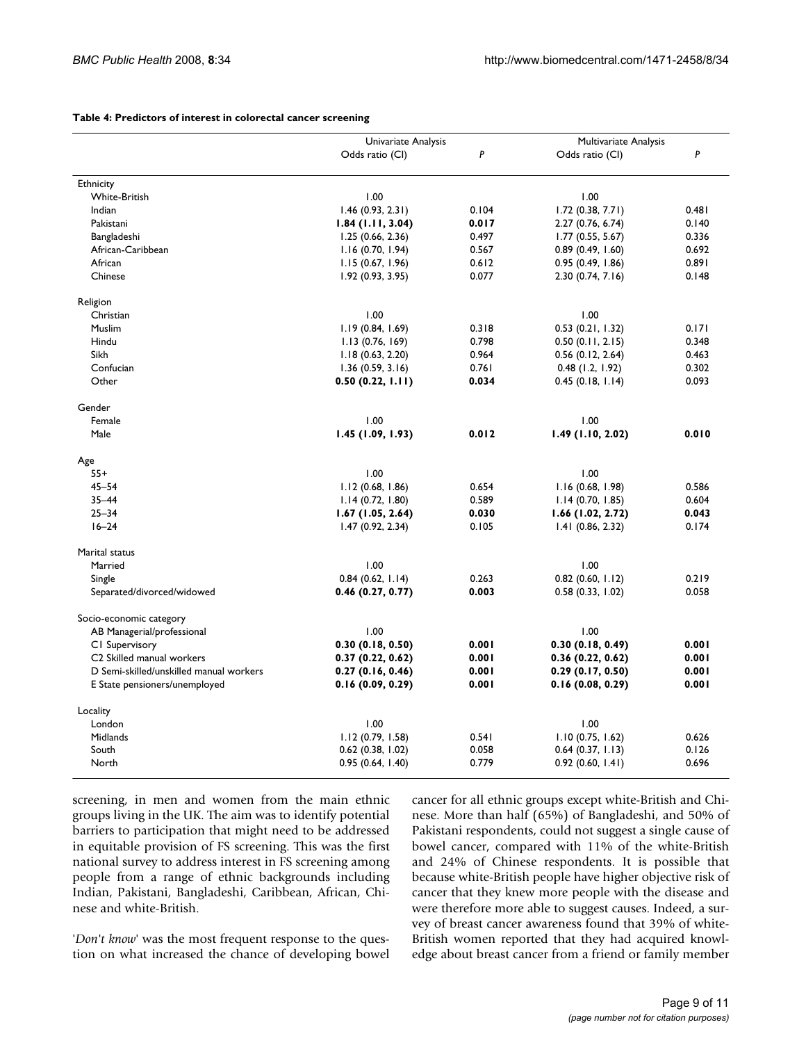**Table 4: Predictors of interest in colorectal cancer screening**

| | Univariate Analysis | | Multivariate Analysis | |
|---|---|---|---|---|
| | Odds ratio (CI) | *P* | Odds ratio (CI) | *P* |
| Ethnicity | | | | |
| White-British | 1.00 | | 1.00 | |
| Indian | 1.46 (0.93, 2.31) | 0.104 | 1.72 (0.38, 7.71) | 0.481 |
| Pakistani | **1.84 (1.11, 3.04)** | **0.017** | 2.27 (0.76, 6.74) | 0.140 |
| Bangladeshi | 1.25 (0.66, 2.36) | 0.497 | 1.77 (0.55, 5.67) | 0.336 |
| African-Caribbean | 1.16 (0.70, 1.94) | 0.567 | 0.89 (0.49, 1.60) | 0.692 |
| African | 1.15 (0.67, 1.96) | 0.612 | 0.95 (0.49, 1.86) | 0.891 |
| Chinese | 1.92 (0.93, 3.95) | 0.077 | 2.30 (0.74, 7.16) | 0.148 |
| Religion | | | | |
| Christian | 1.00 | | 1.00 | |
| Muslim | 1.19 (0.84, 1.69) | 0.318 | 0.53 (0.21, 1.32) | 0.171 |
| Hindu | 1.13 (0.76, 169) | 0.798 | 0.50 (0.11, 2.15) | 0.348 |
| Sikh | 1.18 (0.63, 2.20) | 0.964 | 0.56 (0.12, 2.64) | 0.463 |
| Confucian | 1.36 (0.59, 3.16) | 0.761 | 0.48 (1.2, 1.92) | 0.302 |
| Other | **0.50 (0.22, 1.11)** | **0.034** | 0.45 (0.18, 1.14) | 0.093 |
| Gender | | | | |
| Female | 1.00 | | 1.00 | |
| Male | **1.45 (1.09, 1.93)** | **0.012** | **1.49 (1.10, 2.02)** | **0.010** |
| Age | | | | |
| 55+ | 1.00 | | 1.00 | |
| 45–54 | 1.12 (0.68, 1.86) | 0.654 | 1.16 (0.68, 1.98) | 0.586 |
| 35–44 | 1.14 (0.72, 1.80) | 0.589 | 1.14 (0.70, 1.85) | 0.604 |
| 25–34 | **1.67 (1.05, 2.64)** | **0.030** | **1.66 (1.02, 2.72)** | **0.043** |
| 16–24 | 1.47 (0.92, 2.34) | 0.105 | 1.41 (0.86, 2.32) | 0.174 |
| Marital status | | | | |
| Married | 1.00 | | 1.00 | |
| Single | 0.84 (0.62, 1.14) | 0.263 | 0.82 (0.60, 1.12) | 0.219 |
| Separated/divorced/widowed | **0.46 (0.27, 0.77)** | **0.003** | 0.58 (0.33, 1.02) | 0.058 |
| Socio-economic category | | | | |
| AB Managerial/professional | 1.00 | | 1.00 | |
| C1 Supervisory | **0.30 (0.18, 0.50)** | **0.001** | **0.30 (0.18, 0.49)** | **0.001** |
| C2 Skilled manual workers | **0.37 (0.22, 0.62)** | **0.001** | **0.36 (0.22, 0.62)** | **0.001** |
| D Semi-skilled/unskilled manual workers | **0.27 (0.16, 0.46)** | **0.001** | **0.29 (0.17, 0.50)** | **0.001** |
| E State pensioners/unemployed | **0.16 (0.09, 0.29)** | **0.001** | **0.16 (0.08, 0.29)** | **0.001** |
| Locality | | | | |
| London | 1.00 | | 1.00 | |
| Midlands | 1.12 (0.79, 1.58) | 0.541 | 1.10 (0.75, 1.62) | 0.626 |
| South | 0.62 (0.38, 1.02) | 0.058 | 0.64 (0.37, 1.13) | 0.126 |
| North | 0.95 (0.64, 1.40) | 0.779 | 0.92 (0.60, 1.41) | 0.696 |

screening, in men and women from the main ethnic groups living in the UK. The aim was to identify potential barriers to participation that might need to be addressed in equitable provision of FS screening. This was the first national survey to address interest in FS screening among people from a range of ethnic backgrounds including Indian, Pakistani, Bangladeshi, Caribbean, African, Chinese and white-British.

'*Don't know*' was the most frequent response to the question on what increased the chance of developing bowel cancer for all ethnic groups except white-British and Chinese. More than half (65%) of Bangladeshi, and 50% of Pakistani respondents, could not suggest a single cause of bowel cancer, compared with 11% of the white-British and 24% of Chinese respondents. It is possible that because white-British people have higher objective risk of cancer that they knew more people with the disease and were therefore more able to suggest causes. Indeed, a survey of breast cancer awareness found that 39% of white-British women reported that they had acquired knowledge about breast cancer from a friend or family member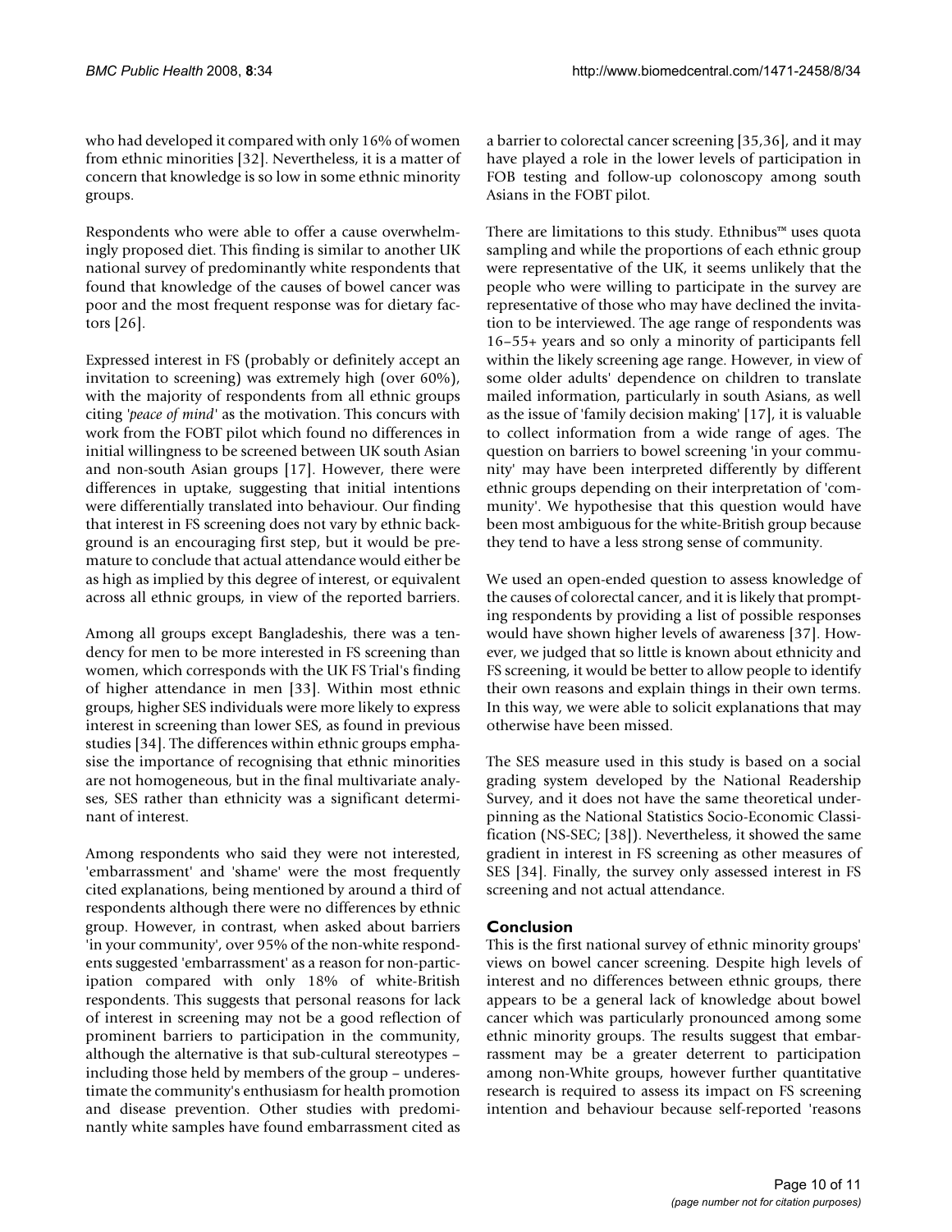who had developed it compared with only 16% of women from ethnic minorities [32]. Nevertheless, it is a matter of concern that knowledge is so low in some ethnic minority groups.

Respondents who were able to offer a cause overwhelmingly proposed diet. This finding is similar to another UK national survey of predominantly white respondents that found that knowledge of the causes of bowel cancer was poor and the most frequent response was for dietary factors [26].

Expressed interest in FS (probably or definitely accept an invitation to screening) was extremely high (over 60%), with the majority of respondents from all ethnic groups citing *'peace of mind'* as the motivation. This concurs with work from the FOBT pilot which found no differences in initial willingness to be screened between UK south Asian and non-south Asian groups [17]. However, there were differences in uptake, suggesting that initial intentions were differentially translated into behaviour. Our finding that interest in FS screening does not vary by ethnic background is an encouraging first step, but it would be premature to conclude that actual attendance would either be as high as implied by this degree of interest, or equivalent across all ethnic groups, in view of the reported barriers.

Among all groups except Bangladeshis, there was a tendency for men to be more interested in FS screening than women, which corresponds with the UK FS Trial's finding of higher attendance in men [33]. Within most ethnic groups, higher SES individuals were more likely to express interest in screening than lower SES, as found in previous studies [34]. The differences within ethnic groups emphasise the importance of recognising that ethnic minorities are not homogeneous, but in the final multivariate analyses, SES rather than ethnicity was a significant determinant of interest.

Among respondents who said they were not interested, 'embarrassment' and 'shame' were the most frequently cited explanations, being mentioned by around a third of respondents although there were no differences by ethnic group. However, in contrast, when asked about barriers 'in your community', over 95% of the non-white respondents suggested 'embarrassment' as a reason for non-participation compared with only 18% of white-British respondents. This suggests that personal reasons for lack of interest in screening may not be a good reflection of prominent barriers to participation in the community, although the alternative is that sub-cultural stereotypes – including those held by members of the group – underestimate the community's enthusiasm for health promotion and disease prevention. Other studies with predominantly white samples have found embarrassment cited as a barrier to colorectal cancer screening [35,36], and it may have played a role in the lower levels of participation in FOB testing and follow-up colonoscopy among south Asians in the FOBT pilot.

There are limitations to this study. Ethnibus™ uses quota sampling and while the proportions of each ethnic group were representative of the UK, it seems unlikely that the people who were willing to participate in the survey are representative of those who may have declined the invitation to be interviewed. The age range of respondents was 16–55+ years and so only a minority of participants fell within the likely screening age range. However, in view of some older adults' dependence on children to translate mailed information, particularly in south Asians, as well as the issue of 'family decision making' [17], it is valuable to collect information from a wide range of ages. The question on barriers to bowel screening 'in your community' may have been interpreted differently by different ethnic groups depending on their interpretation of 'community'. We hypothesise that this question would have been most ambiguous for the white-British group because they tend to have a less strong sense of community.

We used an open-ended question to assess knowledge of the causes of colorectal cancer, and it is likely that prompting respondents by providing a list of possible responses would have shown higher levels of awareness [37]. However, we judged that so little is known about ethnicity and FS screening, it would be better to allow people to identify their own reasons and explain things in their own terms. In this way, we were able to solicit explanations that may otherwise have been missed.

The SES measure used in this study is based on a social grading system developed by the National Readership Survey, and it does not have the same theoretical underpinning as the National Statistics Socio-Economic Classification (NS-SEC; [38]). Nevertheless, it showed the same gradient in interest in FS screening as other measures of SES [34]. Finally, the survey only assessed interest in FS screening and not actual attendance.

## Conclusion

This is the first national survey of ethnic minority groups' views on bowel cancer screening. Despite high levels of interest and no differences between ethnic groups, there appears to be a general lack of knowledge about bowel cancer which was particularly pronounced among some ethnic minority groups. The results suggest that embarrassment may be a greater deterrent to participation among non-White groups, however further quantitative research is required to assess its impact on FS screening intention and behaviour because self-reported 'reasons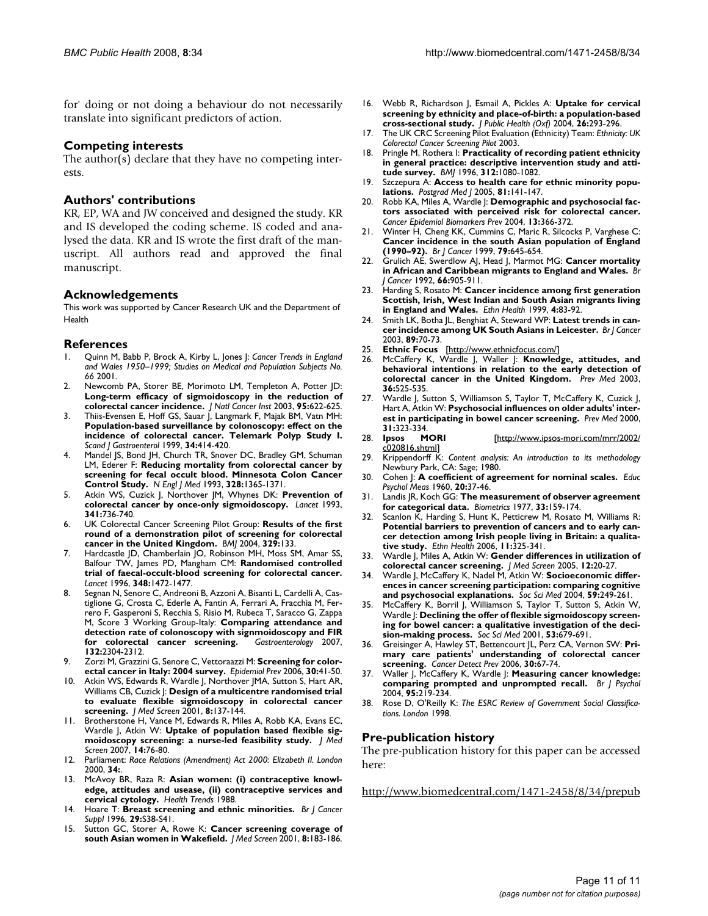for' doing or not doing a behaviour do not necessarily translate into significant predictors of action.

## Competing interests

The author(s) declare that they have no competing interests.

## Authors' contributions

KR, EP, WA and JW conceived and designed the study. KR and IS developed the coding scheme. IS coded and analysed the data. KR and IS wrote the first draft of the manuscript. All authors read and approved the final manuscript.

## Acknowledgements

This work was supported by Cancer Research UK and the Department of Health

## References

1. Quinn M, Babb P, Brock A, Kirby L, Jones J: *Cancer Trends in England and Wales 1950–1999; Studies on Medical and Population Subjects No. 66* 2001.
2. Newcomb PA, Storer BE, Morimoto LM, Templeton A, Potter JD: **Long-term efficacy of sigmoidoscopy in the reduction of colorectal cancer incidence.** *J Natl Cancer Inst* 2003, **95:**622-625.
3. Thiis-Evensen E, Hoff GS, Sauar J, Langmark F, Majak BM, Vatn MH: **Population-based surveillance by colonoscopy: effect on the incidence of colorectal cancer. Telemark Polyp Study I.** *Scand J Gastroenterol* 1999, **34:**414-420.
4. Mandel JS, Bond JH, Church TR, Snover DC, Bradley GM, Schuman LM, Ederer F: **Reducing mortality from colorectal cancer by screening for fecal occult blood. Minnesota Colon Cancer Control Study.** *N Engl J Med* 1993, **328:**1365-1371.
5. Atkin WS, Cuzick J, Northover JM, Whynes DK: **Prevention of colorectal cancer by once-only sigmoidoscopy.** *Lancet* 1993, **341:**736-740.
6. UK Colorectal Cancer Screening Pilot Group: **Results of the first round of a demonstration pilot of screening for colorectal cancer in the United Kingdom.** *BMJ* 2004, **329:**133.
7. Hardcastle JD, Chamberlain JO, Robinson MH, Moss SM, Amar SS, Balfour TW, James PD, Mangham CM: **Randomised controlled trial of faecal-occult-blood screening for colorectal cancer.** *Lancet* 1996, **348:**1472-1477.
8. Segnan N, Senore C, Andreoni B, Azzoni A, Bisanti L, Cardelli A, Castiglione G, Crosta C, Ederle A, Fantin A, Ferrari A, Fracchia M, Ferrero F, Gasperoni S, Recchia S, Risio M, Rubeca T, Saracco G, Zappa M, Score 3 Working Group-Italy: **Comparing attendance and detection rate of colonoscopy with signmoidoscopy and FIR for colorectal cancer screening.** *Gastroenterology* 2007, **132:**2304-2312.
9. Zorzi M, Grazzini G, Senore C, Vettoraazzi M: **Screening for colorectal cancer in Italy: 2004 survey.** *Epidemiol Prev* 2006, **30:**41-50.
10. Atkin WS, Edwards R, Wardle J, Northover JMA, Sutton S, Hart AR, Williams CB, Cuzick J: **Design of a multicentre randomised trial to evaluate flexible sigmoidoscopy in colorectal cancer screening.** *J Med Screen* 2001, **8:**137-144.
11. Brotherstone H, Vance M, Edwards R, Miles A, Robb KA, Evans EC, Wardle J, Atkin W: **Uptake of population based flexible sigmoidoscopy screening: a nurse-led feasibility study.** *J Med Screen* 2007, **14:**76-80.
12. Parliament: *Race Relations (Amendment) Act 2000: Elizabeth II. London* 2000, **34:**.
13. McAvoy BR, Raza R: **Asian women: (i) contraceptive knowledge, attitudes and usease, (ii) contraceptive services and cervical cytology.** *Health Trends* 1988.
14. Hoare T: **Breast screening and ethnic minorities.** *Br J Cancer Suppl* 1996, **29:**S38-S41.
15. Sutton GC, Storer A, Rowe K: **Cancer screening coverage of south Asian women in Wakefield.** *J Med Screen* 2001, **8:**183-186.
16. Webb R, Richardson J, Esmail A, Pickles A: **Uptake for cervical screening by ethnicity and place-of-birth: a population-based cross-sectional study.** *J Public Health (Oxf)* 2004, **26:**293-296.
17. The UK CRC Screening Pilot Evaluation (Ethnicity) Team: *Ethnicity: UK Colorectal Cancer Screening Pilot* 2003.
18. Pringle M, Rothera I: **Practicality of recording patient ethnicity in general practice: descriptive intervention study and attitude survey.** *BMJ* 1996, **312:**1080-1082.
19. Szczepura A: **Access to health care for ethnic minority populations.** *Postgrad Med J* 2005, **81:**141-147.
20. Robb KA, Miles A, Wardle J: **Demographic and psychosocial factors associated with perceived risk for colorectal cancer.** *Cancer Epidemiol Biomarkers Prev* 2004, **13:**366-372.
21. Winter H, Cheng KK, Cummins C, Maric R, Silcocks P, Varghese C: **Cancer incidence in the south Asian population of England (1990–92).** *Br J Cancer* 1999, **79:**645-654.
22. Grulich AE, Swerdlow AJ, Head J, Marmot MG: **Cancer mortality in African and Caribbean migrants to England and Wales.** *Br J Cancer* 1992, **66:**905-911.
23. Harding S, Rosato M: **Cancer incidence among first generation Scottish, Irish, West Indian and South Asian migrants living in England and Wales.** *Ethn Health* 1999, **4:**83-92.
24. Smith LK, Botha JL, Benghiat A, Steward WP: **Latest trends in cancer incidence among UK South Asians in Leicester.** *Br J Cancer* 2003, **89:**70-73.
25. **Ethnic Focus** [http://www.ethnicfocus.com/]
26. McCaffery K, Wardle J, Waller J: **Knowledge, attitudes, and behavioral intentions in relation to the early detection of colorectal cancer in the United Kingdom.** *Prev Med* 2003, **36:**525-535.
27. Wardle J, Sutton S, Williamson S, Taylor T, McCaffery K, Cuzick J, Hart A, Atkin W: **Psychosocial influences on older adults' interest in participating in bowel cancer screening.** *Prev Med* 2000, **31:**323-334.
28. **Ipsos MORI** [http://www.ipsos-mori.com/mrr/2002/c020816.shtml]
29. Krippendorff K: *Content analysis: An introduction to its methodology* Newbury Park, CA: Sage; 1980.
30. Cohen J: **A coefficient of agreement for nominal scales.** *Educ Psychol Meas* 1960, **20:**37-46.
31. Landis JR, Koch GG: **The measurement of observer agreement for categorical data.** *Biometrics* 1977, **33:**159-174.
32. Scanlon K, Harding S, Hunt K, Petticrew M, Rosato M, Williams R: **Potential barriers to prevention of cancers and to early cancer detection among Irish people living in Britain: a qualitative study.** *Ethn Health* 2006, **11:**325-341.
33. Wardle J, Miles A, Atkin W: **Gender differences in utilization of colorectal cancer screening.** *J Med Screen* 2005, **12:**20-27.
34. Wardle J, McCaffery K, Nadel M, Atkin W: **Socioeconomic differences in cancer screening participation: comparing cognitive and psychosocial explanations.** *Soc Sci Med* 2004, **59:**249-261.
35. McCaffery K, Borril J, Williamson S, Taylor T, Sutton S, Atkin W, Wardle J: **Declining the offer of flexible sigmoidoscopy screening for bowel cancer: a qualitative investigation of the decision-making process.** *Soc Sci Med* 2001, **53:**679-691.
36. Greisinger A, Hawley ST, Bettencourt JL, Perz CA, Vernon SW: **Primary care patients' understanding of colorectal cancer screening.** *Cancer Detect Prev* 2006, **30:**67-74.
37. Waller J, McCaffery K, Wardle J: **Measuring cancer knowledge: comparing prompted and unprompted recall.** *Br J Psychol* 2004, **95:**219-234.
38. Rose D, O'Reilly K: *The ESRC Review of Government Social Classifications. London* 1998.

## Pre-publication history

The pre-publication history for this paper can be accessed here:

http://www.biomedcentral.com/1471-2458/8/34/prepub